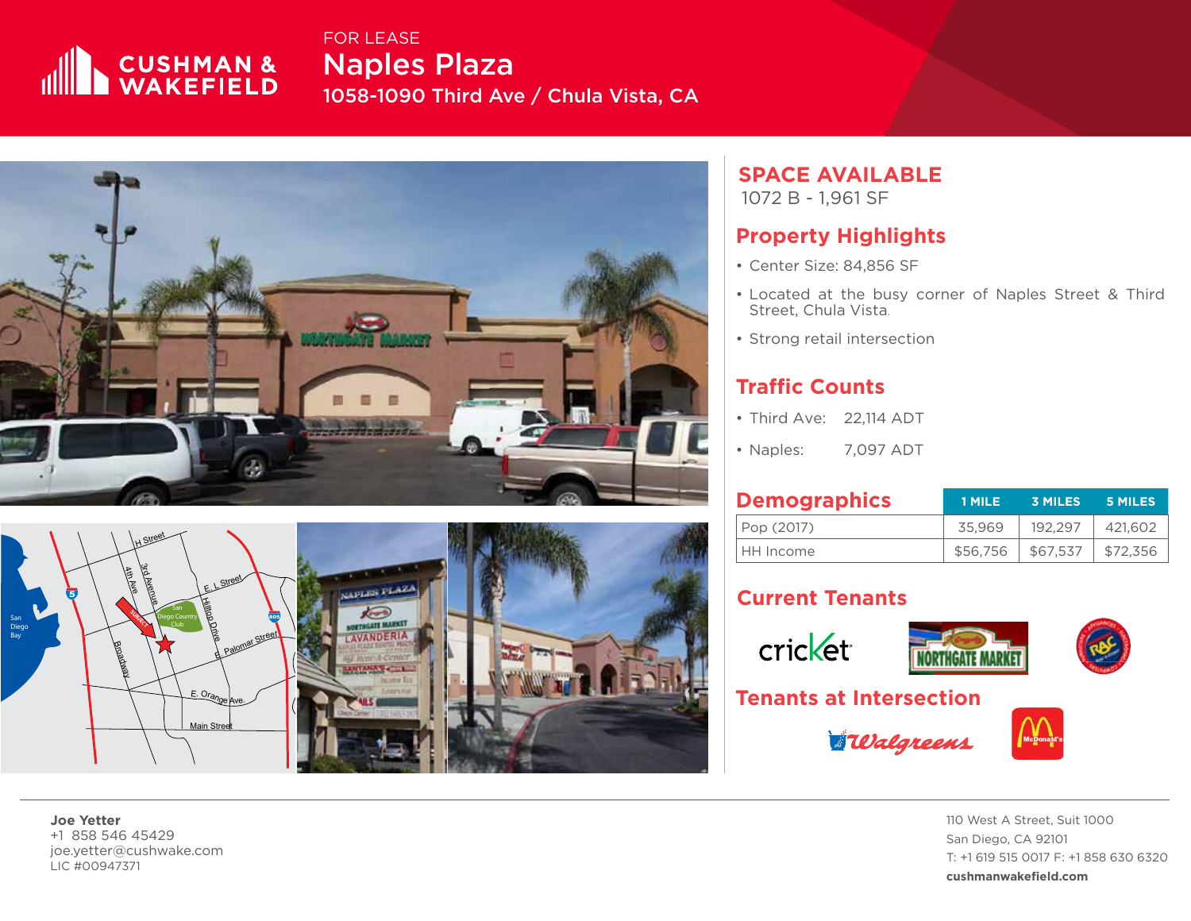CUSHMAN & WAKEFIELD

FOR LEASE

# Naples Plaza

## 1058-1090 Third Ave / Chula Vista, CA

## SPACE AVAILABLE

1072 B - 1,961 SF

## Property Highlights

- Center Size: 84,856 SF
- Located at the busy corner of Naples Street & Third Street, Chula Vista.
- Strong retail intersection

## Traffic Counts

- Third Ave: 22,114 ADT
- Naples: 7,097 ADT

## Demographics

| | 1 MILE | 3 MILES | 5 MILES |
|---|---|---|---|
| Pop (2017) | 35,969 | 192,297 | 421,602 |
| HH Income | $56,756 | $67,537 | $72,356 |

## Current Tenants

## Tenants at Intersection

**Joe Yetter**
+1 858 546 45429
joe.yetter@cushwake.com
LIC #00947371

110 West A Street, Suit 1000
San Diego, CA 92101
T: +1 619 515 0017 F: +1 858 630 6320
**cushmanwakefield.com**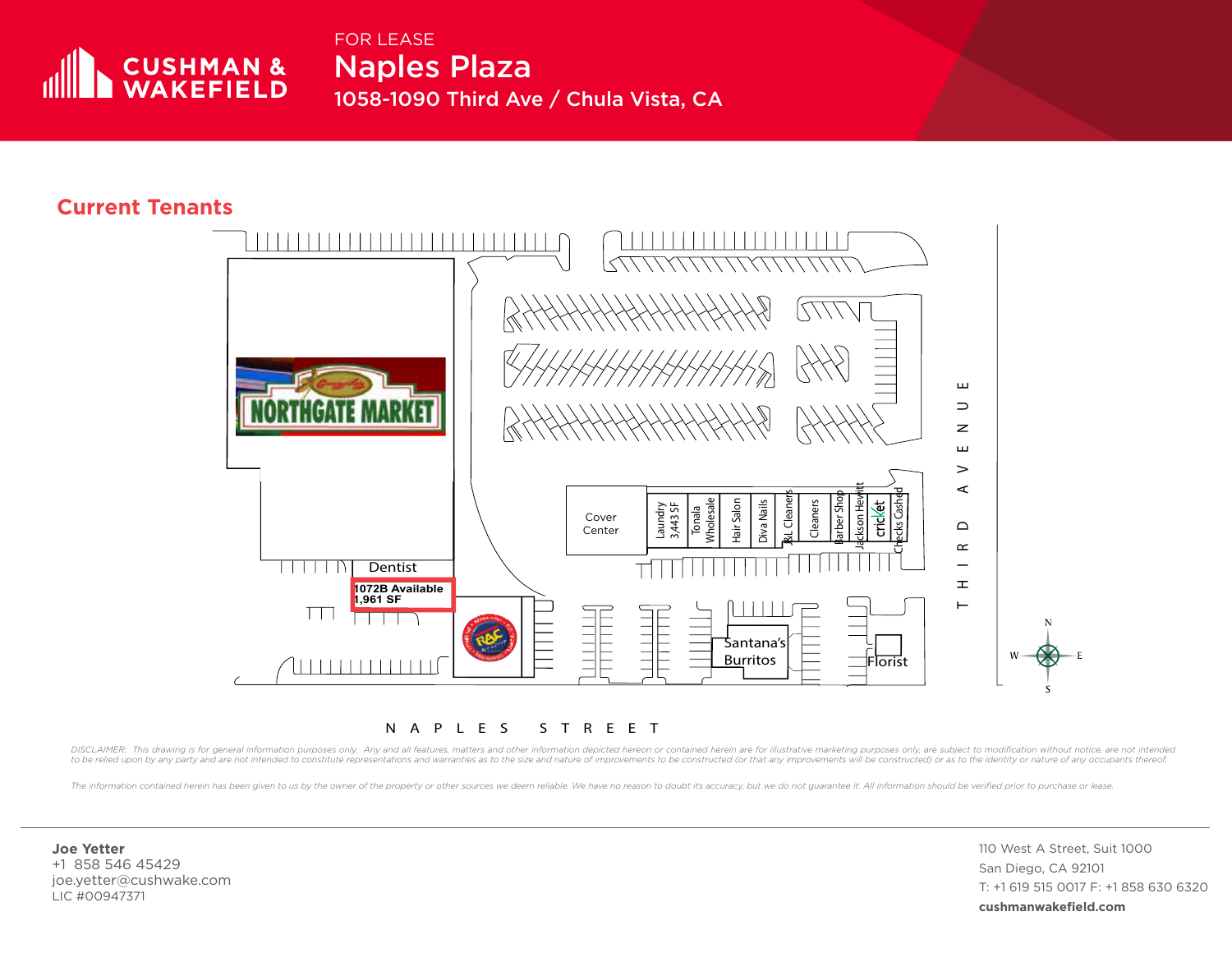FOR LEASE

# Naples Plaza

1058-1090 Third Ave / Chula Vista, CA

## Current Tenants

NORTHGATE MARKET

Cover Center

Laundry 3,443 SF

Tonala Wholesale

Hair Salon

Diva Nails

J&L Cleaners

Cleaners

Barber Shop

Jackson Hewitt

cricket

Checks Cashed

Dentist

**1072B Available 1,961 SF**

Santana's Burritos

Florist

THIRD AVENUE

NAPLES STREET

N

W E

S

*DISCLAIMER: This drawing is for general information purposes only. Any and all features, matters and other information depicted hereon or contained herein are for illustrative marketing purposes only, are subject to modification without notice, are not intended to be relied upon by any party and are not intended to constitute representations and warranties as to the size and nature of improvements to be constructed (or that any improvements will be constructed) or as to the identity or nature of any occupants thereof.*

*The information contained herein has been given to us by the owner of the property or other sources we deem reliable. We have no reason to doubt its accuracy, but we do not guarantee it. All information should be verified prior to purchase or lease.*

**Joe Yetter**
+1 858 546 45429
joe.yetter@cushwake.com
LIC #00947371

110 West A Street, Suit 1000
San Diego, CA 92101
T: +1 619 515 0017 F: +1 858 630 6320
**cushmanwakefield.com**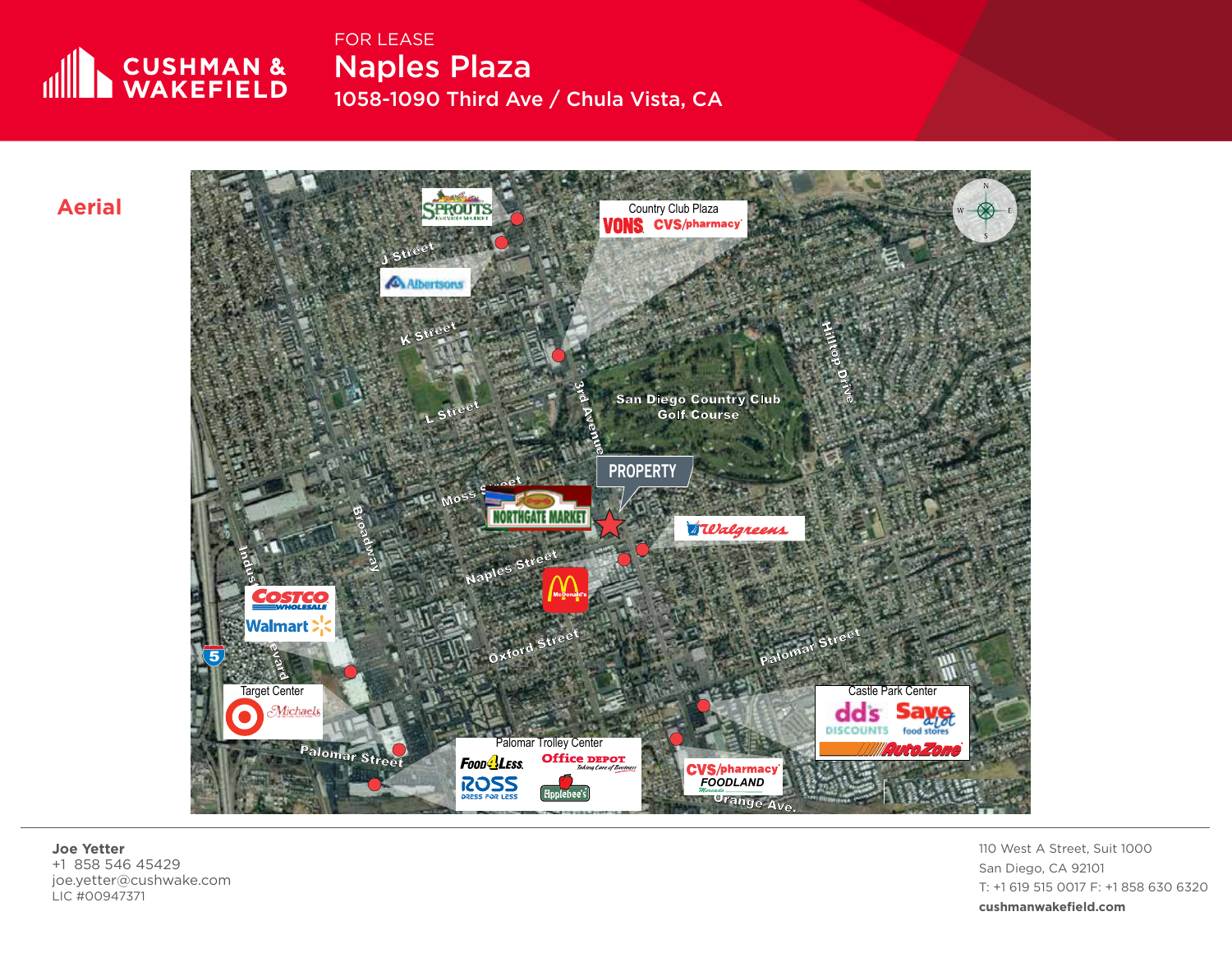FOR LEASE

# Naples Plaza

1058-1090 Third Ave / Chula Vista, CA

## Aerial

Sprouts Farmers Market

J Street

Albertsons

Country Club Plaza

VONS CVS/pharmacy

K Street

L Street

3rd Avenue

San Diego Country Club Golf Course

Hilltop Drive

PROPERTY

Moss Street

Northgate Market

Walgreens

Naples Street

McDonald's

Broadway

Industrial Boulevard

Costco Wholesale

Walmart

5

Oxford Street

Palomar Street

Target Center

Target Michaels

Palomar Street

Palomar Trolley Center

Food 4 Less Office Depot

Ross Dress for Less Applebee's

CVS/pharmacy

Foodland Mercado

Orange Ave.

Castle Park Center

dd's Discounts Save a lot food stores

AutoZone

**Joe Yetter**
+1 858 546 45429
joe.yetter@cushwake.com
LIC #00947371

110 West A Street, Suit 1000
San Diego, CA 92101
T: +1 619 515 0017 F: +1 858 630 6320
**cushmanwakefield.com**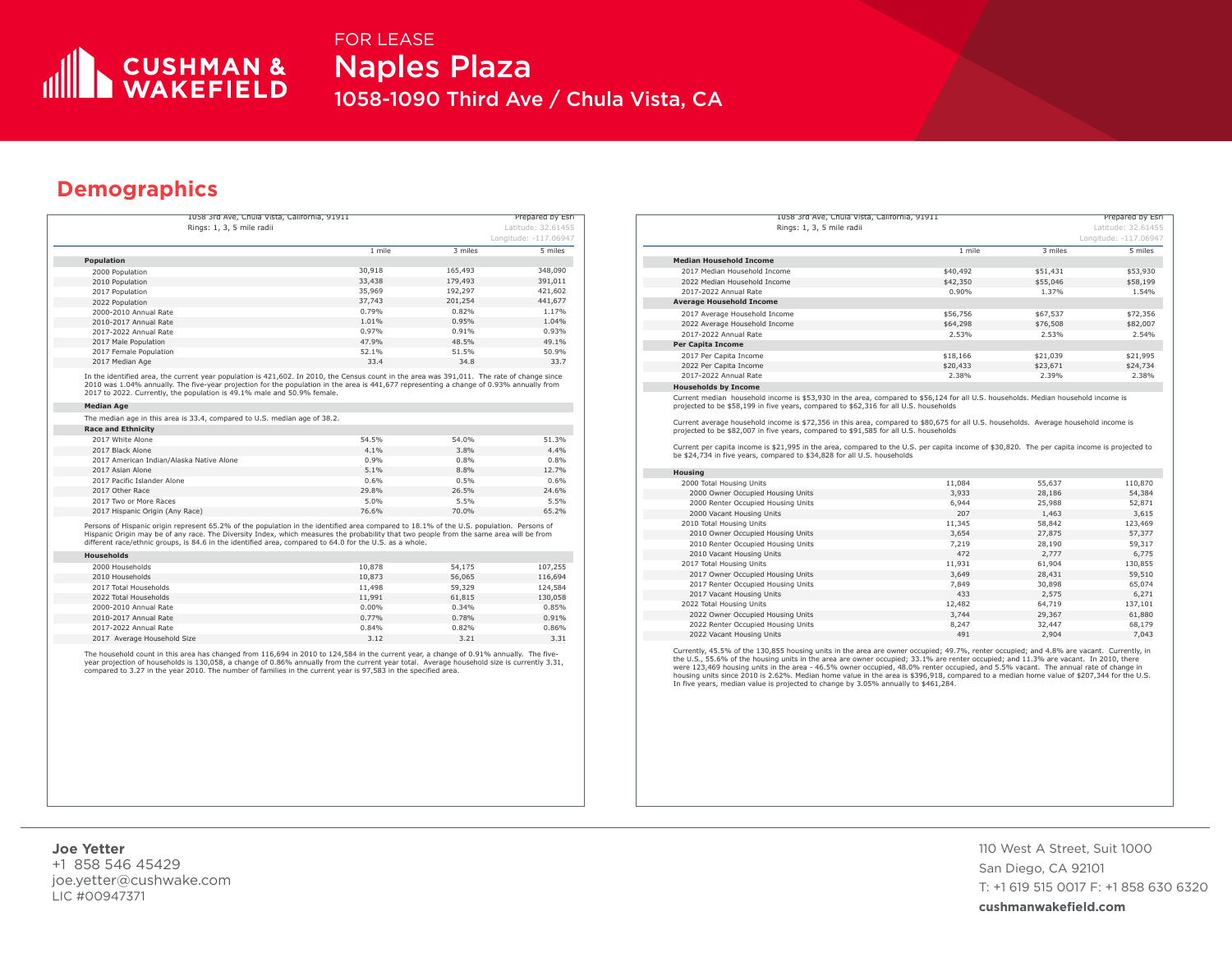FOR LEASE

# Naples Plaza

## 1058-1090 Third Ave / Chula Vista, CA

## Demographics

1058 3rd Ave, Chula Vista, California, 91911
Rings: 1, 3, 5 mile radii

Prepared by Esri
Latitude: 32.61455
Longitude: -117.06947

| | 1 mile | 3 miles | 5 miles |
|---|---|---|---|
| **Population** | | | |
| 2000 Population | 30,918 | 165,493 | 348,090 |
| 2010 Population | 33,438 | 179,493 | 391,011 |
| 2017 Population | 35,969 | 192,297 | 421,602 |
| 2022 Population | 37,743 | 201,254 | 441,677 |
| 2000-2010 Annual Rate | 0.79% | 0.82% | 1.17% |
| 2010-2017 Annual Rate | 1.01% | 0.95% | 1.04% |
| 2017-2022 Annual Rate | 0.97% | 0.91% | 0.93% |
| 2017 Male Population | 47.9% | 48.5% | 49.1% |
| 2017 Female Population | 52.1% | 51.5% | 50.9% |
| 2017 Median Age | 33.4 | 34.8 | 33.7 |

In the identified area, the current year population is 421,602. In 2010, the Census count in the area was 391,011. The rate of change since 2010 was 1.04% annually. The five-year projection for the population in the area is 441,677 representing a change of 0.93% annually from 2017 to 2022. Currently, the population is 49.1% male and 50.9% female.

**Median Age**

The median age in this area is 33.4, compared to U.S. median age of 38.2.

| | 1 mile | 3 miles | 5 miles |
|---|---|---|---|
| **Race and Ethnicity** | | | |
| 2017 White Alone | 54.5% | 54.0% | 51.3% |
| 2017 Black Alone | 4.1% | 3.8% | 4.4% |
| 2017 American Indian/Alaska Native Alone | 0.9% | 0.8% | 0.8% |
| 2017 Asian Alone | 5.1% | 8.8% | 12.7% |
| 2017 Pacific Islander Alone | 0.6% | 0.5% | 0.6% |
| 2017 Other Race | 29.8% | 26.5% | 24.6% |
| 2017 Two or More Races | 5.0% | 5.5% | 5.5% |
| 2017 Hispanic Origin (Any Race) | 76.6% | 70.0% | 65.2% |

Persons of Hispanic origin represent 65.2% of the population in the identified area compared to 18.1% of the U.S. population. Persons of Hispanic Origin may be of any race. The Diversity Index, which measures the probability that two people from the same area will be from different race/ethnic groups, is 84.6 in the identified area, compared to 64.0 for the U.S. as a whole.

| | 1 mile | 3 miles | 5 miles |
|---|---|---|---|
| **Households** | | | |
| 2000 Households | 10,878 | 54,175 | 107,255 |
| 2010 Households | 10,873 | 56,065 | 116,694 |
| 2017 Total Households | 11,498 | 59,329 | 124,584 |
| 2022 Total Households | 11,991 | 61,815 | 130,058 |
| 2000-2010 Annual Rate | 0.00% | 0.34% | 0.85% |
| 2010-2017 Annual Rate | 0.77% | 0.78% | 0.91% |
| 2017-2022 Annual Rate | 0.84% | 0.82% | 0.86% |
| 2017 Average Household Size | 3.12 | 3.21 | 3.31 |

The household count in this area has changed from 116,694 in 2010 to 124,584 in the current year, a change of 0.91% annually. The five-year projection of households is 130,058, a change of 0.86% annually from the current year total. Average household size is currently 3.31, compared to 3.27 in the year 2010. The number of families in the current year is 97,583 in the specified area.

1058 3rd Ave, Chula Vista, California, 91911
Rings: 1, 3, 5 mile radii

Prepared by Esri
Latitude: 32.61455
Longitude: -117.06947

| | 1 mile | 3 miles | 5 miles |
|---|---|---|---|
| **Median Household Income** | | | |
| 2017 Median Household Income | $40,492 | $51,431 | $53,930 |
| 2022 Median Household Income | $42,350 | $55,046 | $58,199 |
| 2017-2022 Annual Rate | 0.90% | 1.37% | 1.54% |
| **Average Household Income** | | | |
| 2017 Average Household Income | $56,756 | $67,537 | $72,356 |
| 2022 Average Household Income | $64,298 | $76,508 | $82,007 |
| 2017-2022 Annual Rate | 2.53% | 2.53% | 2.54% |
| **Per Capita Income** | | | |
| 2017 Per Capita Income | $18,166 | $21,039 | $21,995 |
| 2022 Per Capita Income | $20,433 | $23,671 | $24,734 |
| 2017-2022 Annual Rate | 2.38% | 2.39% | 2.38% |

**Households by Income**

Current median household income is $53,930 in the area, compared to $56,124 for all U.S. households. Median household income is projected to be $58,199 in five years, compared to $62,316 for all U.S. households

Current average household income is $72,356 in this area, compared to $80,675 for all U.S. households. Average household income is projected to be $82,007 in five years, compared to $91,585 for all U.S. households

Current per capita income is $21,995 in the area, compared to the U.S. per capita income of $30,820. The per capita income is projected to be $24,734 in five years, compared to $34,828 for all U.S. households

| | 1 mile | 3 miles | 5 miles |
|---|---|---|---|
| **Housing** | | | |
| 2000 Total Housing Units | 11,084 | 55,637 | 110,870 |
| 2000 Owner Occupied Housing Units | 3,933 | 28,186 | 54,384 |
| 2000 Renter Occupied Housing Units | 6,944 | 25,988 | 52,871 |
| 2000 Vacant Housing Units | 207 | 1,463 | 3,615 |
| 2010 Total Housing Units | 11,345 | 58,842 | 123,469 |
| 2010 Owner Occupied Housing Units | 3,654 | 27,875 | 57,377 |
| 2010 Renter Occupied Housing Units | 7,219 | 28,190 | 59,317 |
| 2010 Vacant Housing Units | 472 | 2,777 | 6,775 |
| 2017 Total Housing Units | 11,931 | 61,904 | 130,855 |
| 2017 Owner Occupied Housing Units | 3,649 | 28,431 | 59,510 |
| 2017 Renter Occupied Housing Units | 7,849 | 30,898 | 65,074 |
| 2017 Vacant Housing Units | 433 | 2,575 | 6,271 |
| 2022 Total Housing Units | 12,482 | 64,719 | 137,101 |
| 2022 Owner Occupied Housing Units | 3,744 | 29,367 | 61,880 |
| 2022 Renter Occupied Housing Units | 8,247 | 32,447 | 68,179 |
| 2022 Vacant Housing Units | 491 | 2,904 | 7,043 |

Currently, 45.5% of the 130,855 housing units in the area are owner occupied; 49.7%, renter occupied; and 4.8% are vacant. Currently, in the U.S., 55.6% of the housing units in the area are owner occupied; 33.1% are renter occupied; and 11.3% are vacant. In 2010, there were 123,469 housing units in the area - 46.5% owner occupied, 48.0% renter occupied, and 5.5% vacant. The annual rate of change in housing units since 2010 is 2.62%. Median home value in the area is $396,918, compared to a median home value of $207,344 for the U.S. In five years, median value is projected to change by 3.05% annually to $461,284.

**Joe Yetter**
+1 858 546 45429
joe.yetter@cushwake.com
LIC #00947371

110 West A Street, Suit 1000
San Diego, CA 92101
T: +1 619 515 0017 F: +1 858 630 6320
**cushmanwakefield.com**